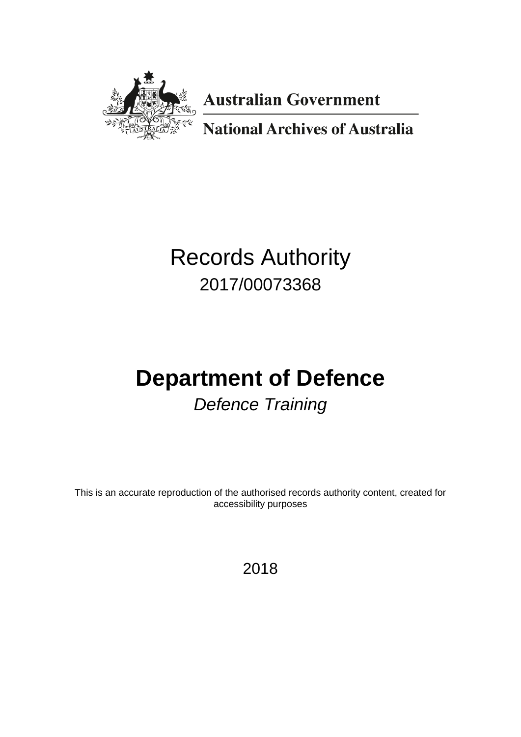Australian Government

National Archives of Australia

# Records Authority

2017/00073368

# Department of Defence

*Defence Training*

This is an accurate reproduction of the authorised records authority content, created for accessibility purposes

2018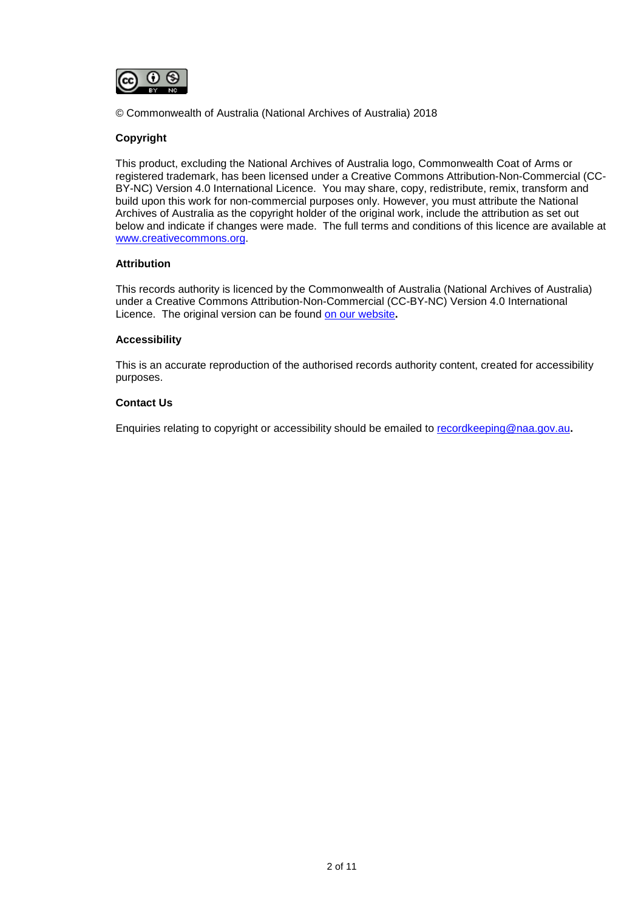© Commonwealth of Australia (National Archives of Australia) 2018

**Copyright**

This product, excluding the National Archives of Australia logo, Commonwealth Coat of Arms or registered trademark, has been licensed under a Creative Commons Attribution-Non-Commercial (CC-BY-NC) Version 4.0 International Licence. You may share, copy, redistribute, remix, transform and build upon this work for non-commercial purposes only. However, you must attribute the National Archives of Australia as the copyright holder of the original work, include the attribution as set out below and indicate if changes were made. The full terms and conditions of this licence are available at www.creativecommons.org.

**Attribution**

This records authority is licenced by the Commonwealth of Australia (National Archives of Australia) under a Creative Commons Attribution-Non-Commercial (CC-BY-NC) Version 4.0 International Licence. The original version can be found on our website**.**

**Accessibility**

This is an accurate reproduction of the authorised records authority content, created for accessibility purposes.

**Contact Us**

Enquiries relating to copyright or accessibility should be emailed to recordkeeping@naa.gov.au**.**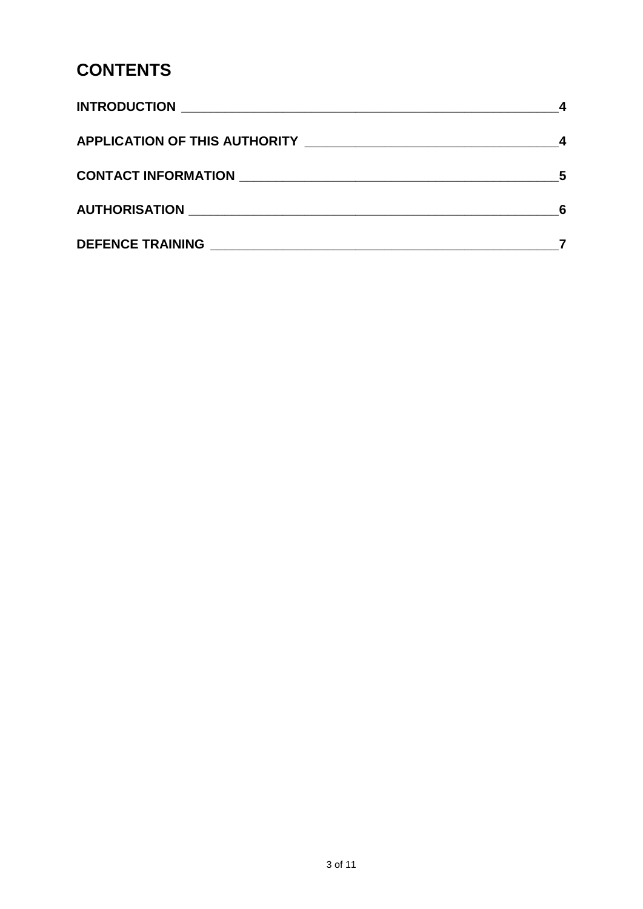# CONTENTS

| | |
|---|---|
| **INTRODUCTION** | **4** |
| **APPLICATION OF THIS AUTHORITY** | **4** |
| **CONTACT INFORMATION** | **5** |
| **AUTHORISATION** | **6** |
| **DEFENCE TRAINING** | **7** |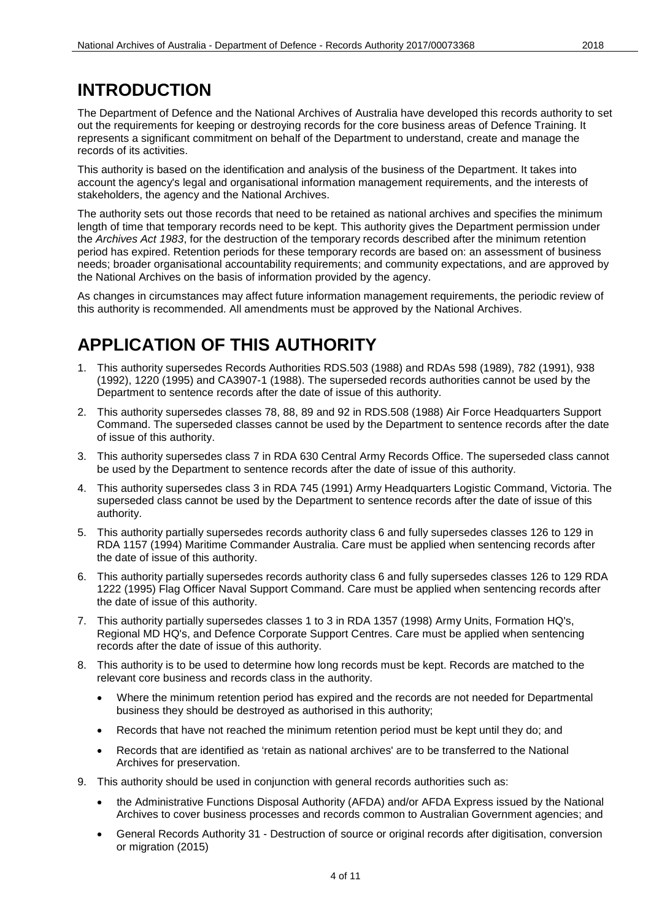# INTRODUCTION

The Department of Defence and the National Archives of Australia have developed this records authority to set out the requirements for keeping or destroying records for the core business areas of Defence Training. It represents a significant commitment on behalf of the Department to understand, create and manage the records of its activities.

This authority is based on the identification and analysis of the business of the Department. It takes into account the agency's legal and organisational information management requirements, and the interests of stakeholders, the agency and the National Archives.

The authority sets out those records that need to be retained as national archives and specifies the minimum length of time that temporary records need to be kept. This authority gives the Department permission under the *Archives Act 1983*, for the destruction of the temporary records described after the minimum retention period has expired. Retention periods for these temporary records are based on: an assessment of business needs; broader organisational accountability requirements; and community expectations, and are approved by the National Archives on the basis of information provided by the agency.

As changes in circumstances may affect future information management requirements, the periodic review of this authority is recommended. All amendments must be approved by the National Archives.

# APPLICATION OF THIS AUTHORITY

1. This authority supersedes Records Authorities RDS.503 (1988) and RDAs 598 (1989), 782 (1991), 938 (1992), 1220 (1995) and CA3907-1 (1988). The superseded records authorities cannot be used by the Department to sentence records after the date of issue of this authority.
2. This authority supersedes classes 78, 88, 89 and 92 in RDS.508 (1988) Air Force Headquarters Support Command. The superseded classes cannot be used by the Department to sentence records after the date of issue of this authority.
3. This authority supersedes class 7 in RDA 630 Central Army Records Office. The superseded class cannot be used by the Department to sentence records after the date of issue of this authority.
4. This authority supersedes class 3 in RDA 745 (1991) Army Headquarters Logistic Command, Victoria. The superseded class cannot be used by the Department to sentence records after the date of issue of this authority.
5. This authority partially supersedes records authority class 6 and fully supersedes classes 126 to 129 in RDA 1157 (1994) Maritime Commander Australia. Care must be applied when sentencing records after the date of issue of this authority.
6. This authority partially supersedes records authority class 6 and fully supersedes classes 126 to 129 RDA 1222 (1995) Flag Officer Naval Support Command. Care must be applied when sentencing records after the date of issue of this authority.
7. This authority partially supersedes classes 1 to 3 in RDA 1357 (1998) Army Units, Formation HQ's, Regional MD HQ's, and Defence Corporate Support Centres. Care must be applied when sentencing records after the date of issue of this authority.
8. This authority is to be used to determine how long records must be kept. Records are matched to the relevant core business and records class in the authority.
   - Where the minimum retention period has expired and the records are not needed for Departmental business they should be destroyed as authorised in this authority;
   - Records that have not reached the minimum retention period must be kept until they do; and
   - Records that are identified as 'retain as national archives' are to be transferred to the National Archives for preservation.
9. This authority should be used in conjunction with general records authorities such as:
   - the Administrative Functions Disposal Authority (AFDA) and/or AFDA Express issued by the National Archives to cover business processes and records common to Australian Government agencies; and
   - General Records Authority 31 - Destruction of source or original records after digitisation, conversion or migration (2015)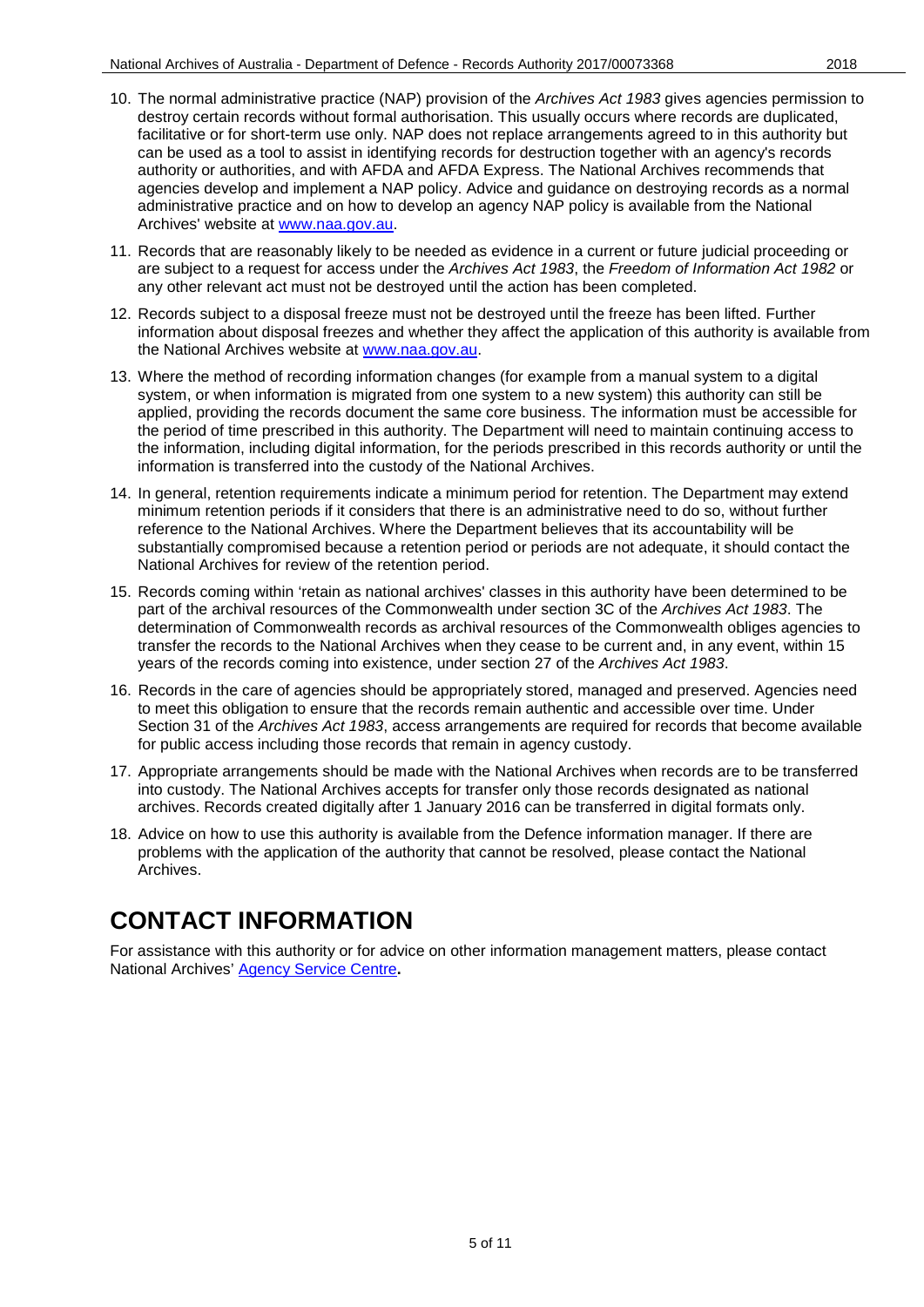10. The normal administrative practice (NAP) provision of the *Archives Act 1983* gives agencies permission to destroy certain records without formal authorisation. This usually occurs where records are duplicated, facilitative or for short-term use only. NAP does not replace arrangements agreed to in this authority but can be used as a tool to assist in identifying records for destruction together with an agency's records authority or authorities, and with AFDA and AFDA Express. The National Archives recommends that agencies develop and implement a NAP policy. Advice and guidance on destroying records as a normal administrative practice and on how to develop an agency NAP policy is available from the National Archives' website at [www.naa.gov.au](http://www.naa.gov.au).
11. Records that are reasonably likely to be needed as evidence in a current or future judicial proceeding or are subject to a request for access under the *Archives Act 1983*, the *Freedom of Information Act 1982* or any other relevant act must not be destroyed until the action has been completed.
12. Records subject to a disposal freeze must not be destroyed until the freeze has been lifted. Further information about disposal freezes and whether they affect the application of this authority is available from the National Archives website at [www.naa.gov.au](http://www.naa.gov.au).
13. Where the method of recording information changes (for example from a manual system to a digital system, or when information is migrated from one system to a new system) this authority can still be applied, providing the records document the same core business. The information must be accessible for the period of time prescribed in this authority. The Department will need to maintain continuing access to the information, including digital information, for the periods prescribed in this records authority or until the information is transferred into the custody of the National Archives.
14. In general, retention requirements indicate a minimum period for retention. The Department may extend minimum retention periods if it considers that there is an administrative need to do so, without further reference to the National Archives. Where the Department believes that its accountability will be substantially compromised because a retention period or periods are not adequate, it should contact the National Archives for review of the retention period.
15. Records coming within 'retain as national archives' classes in this authority have been determined to be part of the archival resources of the Commonwealth under section 3C of the *Archives Act 1983*. The determination of Commonwealth records as archival resources of the Commonwealth obliges agencies to transfer the records to the National Archives when they cease to be current and, in any event, within 15 years of the records coming into existence, under section 27 of the *Archives Act 1983*.
16. Records in the care of agencies should be appropriately stored, managed and preserved. Agencies need to meet this obligation to ensure that the records remain authentic and accessible over time. Under Section 31 of the *Archives Act 1983*, access arrangements are required for records that become available for public access including those records that remain in agency custody.
17. Appropriate arrangements should be made with the National Archives when records are to be transferred into custody. The National Archives accepts for transfer only those records designated as national archives. Records created digitally after 1 January 2016 can be transferred in digital formats only.
18. Advice on how to use this authority is available from the Defence information manager. If there are problems with the application of the authority that cannot be resolved, please contact the National Archives.

# CONTACT INFORMATION

For assistance with this authority or for advice on other information management matters, please contact National Archives' Agency Service Centre**.**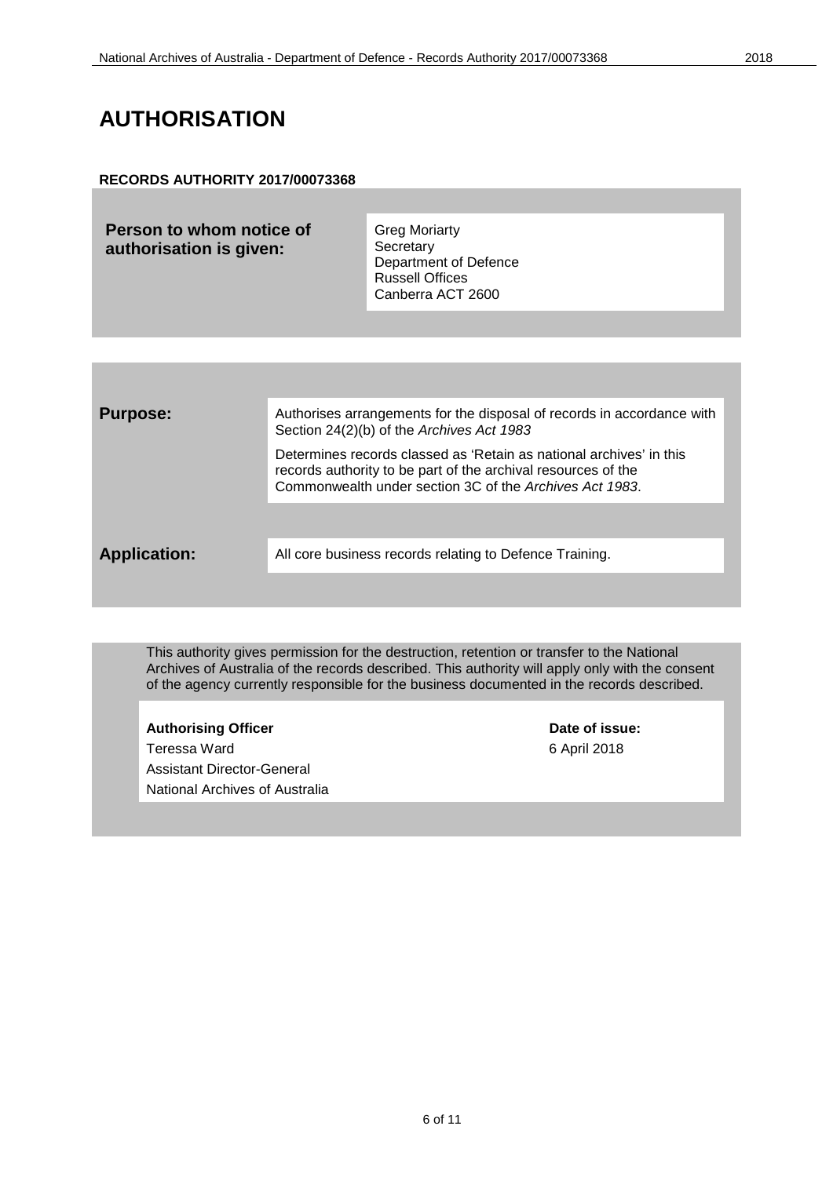# AUTHORISATION

**RECORDS AUTHORITY 2017/00073368**

| **Person to whom notice of authorisation is given:** | Greg Moriarty<br>Secretary<br>Department of Defence<br>Russell Offices<br>Canberra ACT 2600 |
|---|---|

| | |
|---|---|
| **Purpose:** | Authorises arrangements for the disposal of records in accordance with Section 24(2)(b) of the *Archives Act 1983*<br><br>Determines records classed as 'Retain as national archives' in this records authority to be part of the archival resources of the Commonwealth under section 3C of the *Archives Act 1983*. |
| **Application:** | All core business records relating to Defence Training. |

This authority gives permission for the destruction, retention or transfer to the National Archives of Australia of the records described. This authority will apply only with the consent of the agency currently responsible for the business documented in the records described.

| **Authorising Officer** | **Date of issue:** |
|---|---|
| Teressa Ward<br>Assistant Director-General<br>National Archives of Australia | 6 April 2018 |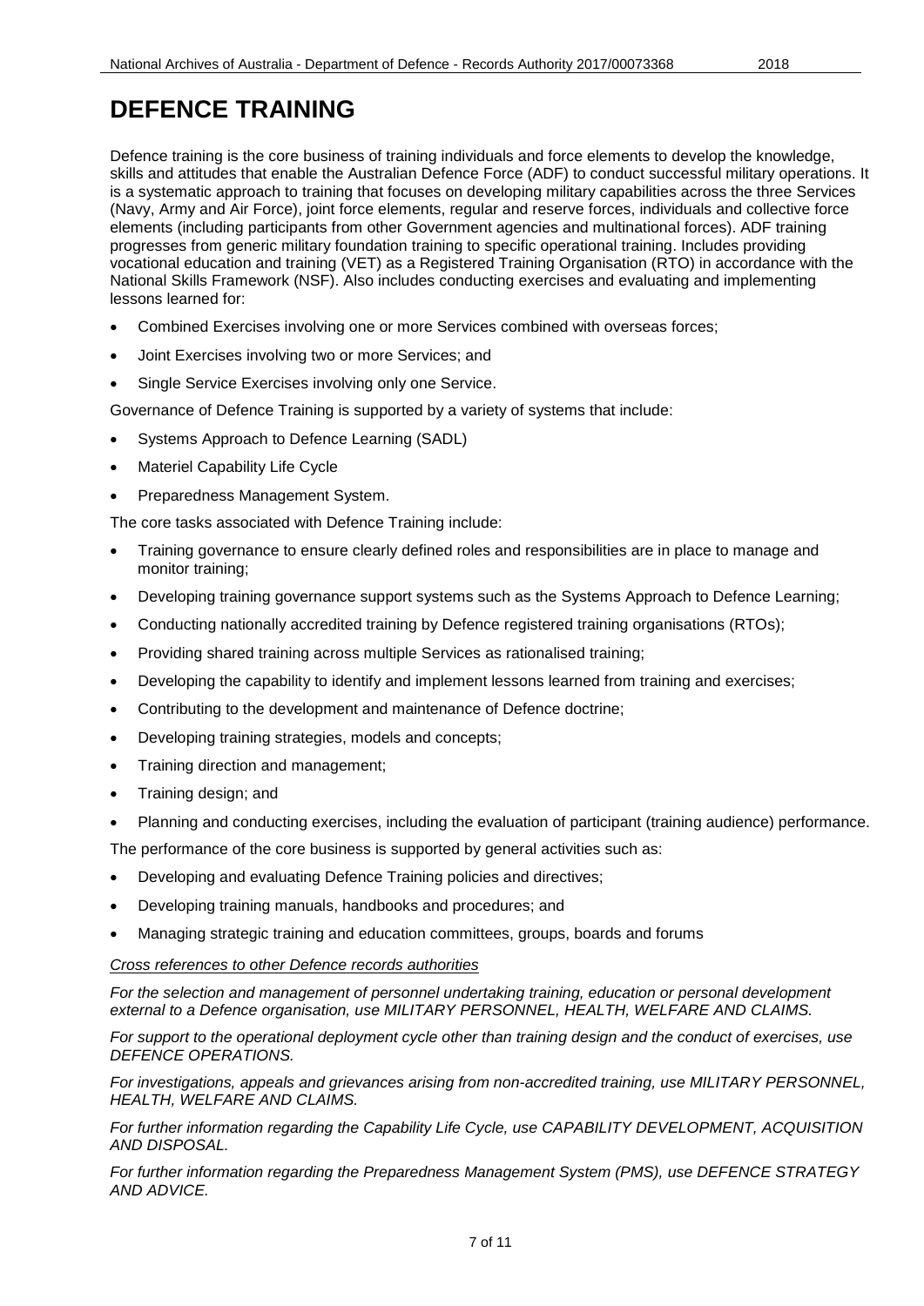# DEFENCE TRAINING

Defence training is the core business of training individuals and force elements to develop the knowledge, skills and attitudes that enable the Australian Defence Force (ADF) to conduct successful military operations. It is a systematic approach to training that focuses on developing military capabilities across the three Services (Navy, Army and Air Force), joint force elements, regular and reserve forces, individuals and collective force elements (including participants from other Government agencies and multinational forces). ADF training progresses from generic military foundation training to specific operational training. Includes providing vocational education and training (VET) as a Registered Training Organisation (RTO) in accordance with the National Skills Framework (NSF). Also includes conducting exercises and evaluating and implementing lessons learned for:

- Combined Exercises involving one or more Services combined with overseas forces;
- Joint Exercises involving two or more Services; and
- Single Service Exercises involving only one Service.

Governance of Defence Training is supported by a variety of systems that include:

- Systems Approach to Defence Learning (SADL)
- Materiel Capability Life Cycle
- Preparedness Management System.

The core tasks associated with Defence Training include:

- Training governance to ensure clearly defined roles and responsibilities are in place to manage and monitor training;
- Developing training governance support systems such as the Systems Approach to Defence Learning;
- Conducting nationally accredited training by Defence registered training organisations (RTOs);
- Providing shared training across multiple Services as rationalised training;
- Developing the capability to identify and implement lessons learned from training and exercises;
- Contributing to the development and maintenance of Defence doctrine;
- Developing training strategies, models and concepts;
- Training direction and management;
- Training design; and
- Planning and conducting exercises, including the evaluation of participant (training audience) performance.

The performance of the core business is supported by general activities such as:

- Developing and evaluating Defence Training policies and directives;
- Developing training manuals, handbooks and procedures; and
- Managing strategic training and education committees, groups, boards and forums

*Cross references to other Defence records authorities*

*For the selection and management of personnel undertaking training, education or personal development external to a Defence organisation, use MILITARY PERSONNEL, HEALTH, WELFARE AND CLAIMS.*

*For support to the operational deployment cycle other than training design and the conduct of exercises, use DEFENCE OPERATIONS.*

*For investigations, appeals and grievances arising from non-accredited training, use MILITARY PERSONNEL, HEALTH, WELFARE AND CLAIMS.*

*For further information regarding the Capability Life Cycle, use CAPABILITY DEVELOPMENT, ACQUISITION AND DISPOSAL.*

*For further information regarding the Preparedness Management System (PMS), use DEFENCE STRATEGY AND ADVICE.*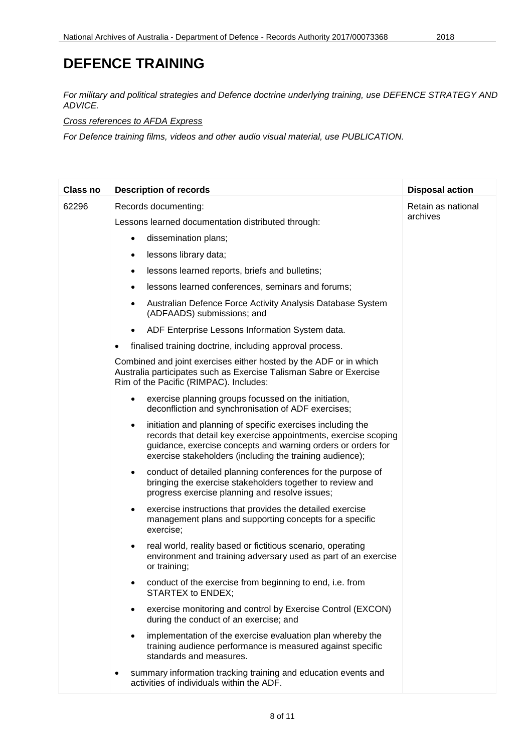# DEFENCE TRAINING

*For military and political strategies and Defence doctrine underlying training, use DEFENCE STRATEGY AND ADVICE.*

*Cross references to AFDA Express*

*For Defence training films, videos and other audio visual material, use PUBLICATION.*

| Class no | Description of records | Disposal action |
|---|---|---|
| 62296 | Records documenting:<br><br>Lessons learned documentation distributed through:<br>• dissemination plans;<br>• lessons library data;<br>• lessons learned reports, briefs and bulletins;<br>• lessons learned conferences, seminars and forums;<br>• Australian Defence Force Activity Analysis Database System (ADFAADS) submissions; and<br>• ADF Enterprise Lessons Information System data.<br><br>• finalised training doctrine, including approval process.<br><br>Combined and joint exercises either hosted by the ADF or in which Australia participates such as Exercise Talisman Sabre or Exercise Rim of the Pacific (RIMPAC). Includes:<br>• exercise planning groups focussed on the initiation, deconfliction and synchronisation of ADF exercises;<br>• initiation and planning of specific exercises including the records that detail key exercise appointments, exercise scoping guidance, exercise concepts and warning orders or orders for exercise stakeholders (including the training audience);<br>• conduct of detailed planning conferences for the purpose of bringing the exercise stakeholders together to review and progress exercise planning and resolve issues;<br>• exercise instructions that provides the detailed exercise management plans and supporting concepts for a specific exercise;<br>• real world, reality based or fictitious scenario, operating environment and training adversary used as part of an exercise or training;<br>• conduct of the exercise from beginning to end, i.e. from STARTEX to ENDEX;<br>• exercise monitoring and control by Exercise Control (EXCON) during the conduct of an exercise; and<br>• implementation of the exercise evaluation plan whereby the training audience performance is measured against specific standards and measures.<br><br>• summary information tracking training and education events and activities of individuals within the ADF. | Retain as national archives |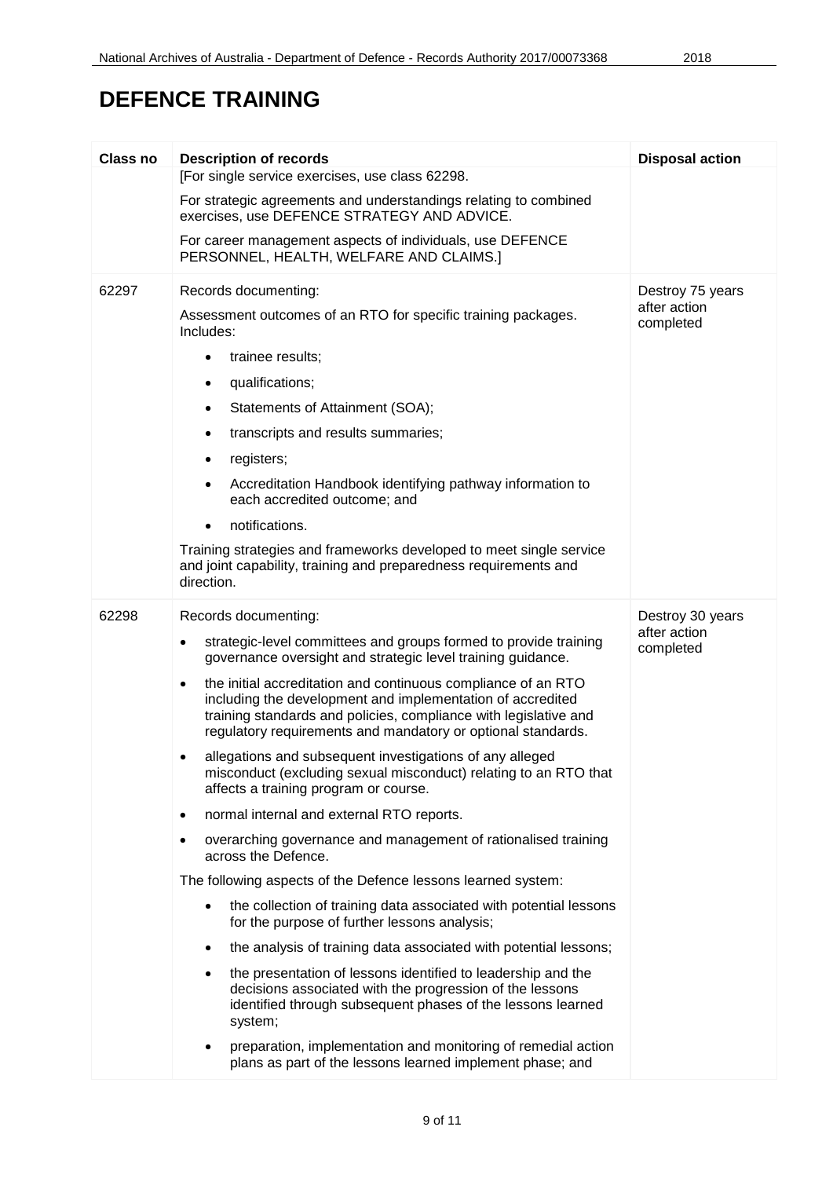# DEFENCE TRAINING

| Class no | Description of records | Disposal action |
|---|---|---|
| | [For single service exercises, use class 62298.<br><br>For strategic agreements and understandings relating to combined exercises, use DEFENCE STRATEGY AND ADVICE.<br><br>For career management aspects of individuals, use DEFENCE PERSONNEL, HEALTH, WELFARE AND CLAIMS.] | |
| 62297 | Records documenting:<br><br>Assessment outcomes of an RTO for specific training packages. Includes:<br><br>• trainee results;<br>• qualifications;<br>• Statements of Attainment (SOA);<br>• transcripts and results summaries;<br>• registers;<br>• Accreditation Handbook identifying pathway information to each accredited outcome; and<br>• notifications.<br><br>Training strategies and frameworks developed to meet single service and joint capability, training and preparedness requirements and direction. | Destroy 75 years after action completed |
| 62298 | Records documenting:<br><br>• strategic-level committees and groups formed to provide training governance oversight and strategic level training guidance.<br>• the initial accreditation and continuous compliance of an RTO including the development and implementation of accredited training standards and policies, compliance with legislative and regulatory requirements and mandatory or optional standards.<br>• allegations and subsequent investigations of any alleged misconduct (excluding sexual misconduct) relating to an RTO that affects a training program or course.<br>• normal internal and external RTO reports.<br>• overarching governance and management of rationalised training across the Defence.<br><br>The following aspects of the Defence lessons learned system:<br><br>• the collection of training data associated with potential lessons for the purpose of further lessons analysis;<br>• the analysis of training data associated with potential lessons;<br>• the presentation of lessons identified to leadership and the decisions associated with the progression of the lessons identified through subsequent phases of the lessons learned system;<br>• preparation, implementation and monitoring of remedial action plans as part of the lessons learned implement phase; and | Destroy 30 years after action completed |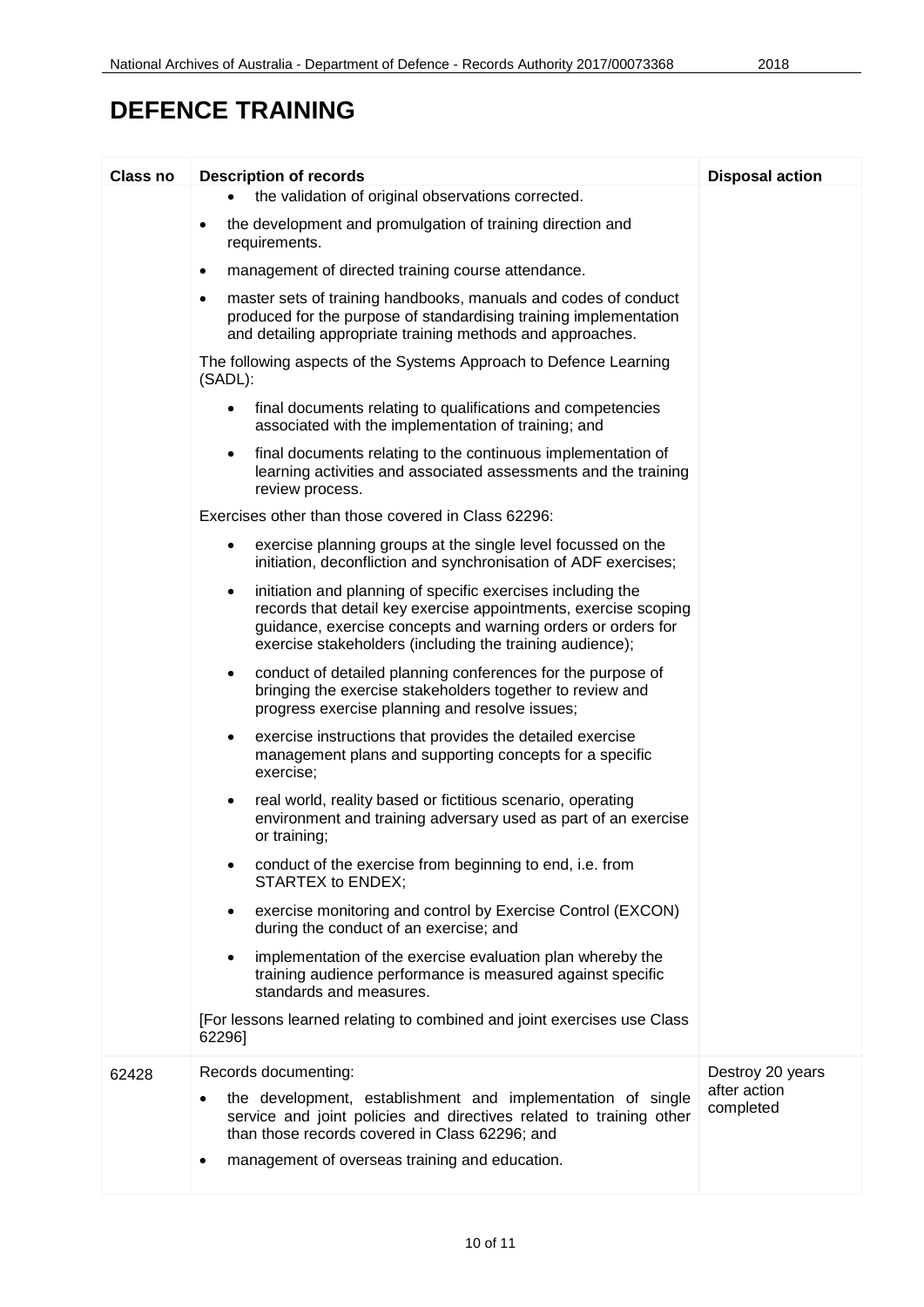# DEFENCE TRAINING

| Class no | Description of records | Disposal action |
|---|---|---|
| | • the validation of original observations corrected.<br>• the development and promulgation of training direction and requirements.<br>• management of directed training course attendance.<br>• master sets of training handbooks, manuals and codes of conduct produced for the purpose of standardising training implementation and detailing appropriate training methods and approaches.<br><br>The following aspects of the Systems Approach to Defence Learning (SADL):<br>• final documents relating to qualifications and competencies associated with the implementation of training; and<br>• final documents relating to the continuous implementation of learning activities and associated assessments and the training review process.<br><br>Exercises other than those covered in Class 62296:<br>• exercise planning groups at the single level focussed on the initiation, deconfliction and synchronisation of ADF exercises;<br>• initiation and planning of specific exercises including the records that detail key exercise appointments, exercise scoping guidance, exercise concepts and warning orders or orders for exercise stakeholders (including the training audience);<br>• conduct of detailed planning conferences for the purpose of bringing the exercise stakeholders together to review and progress exercise planning and resolve issues;<br>• exercise instructions that provides the detailed exercise management plans and supporting concepts for a specific exercise;<br>• real world, reality based or fictitious scenario, operating environment and training adversary used as part of an exercise or training;<br>• conduct of the exercise from beginning to end, i.e. from STARTEX to ENDEX;<br>• exercise monitoring and control by Exercise Control (EXCON) during the conduct of an exercise; and<br>• implementation of the exercise evaluation plan whereby the training audience performance is measured against specific standards and measures.<br><br>[For lessons learned relating to combined and joint exercises use Class 62296] | |
| 62428 | Records documenting:<br>• the development, establishment and implementation of single service and joint policies and directives related to training other than those records covered in Class 62296; and<br>• management of overseas training and education. | Destroy 20 years after action completed |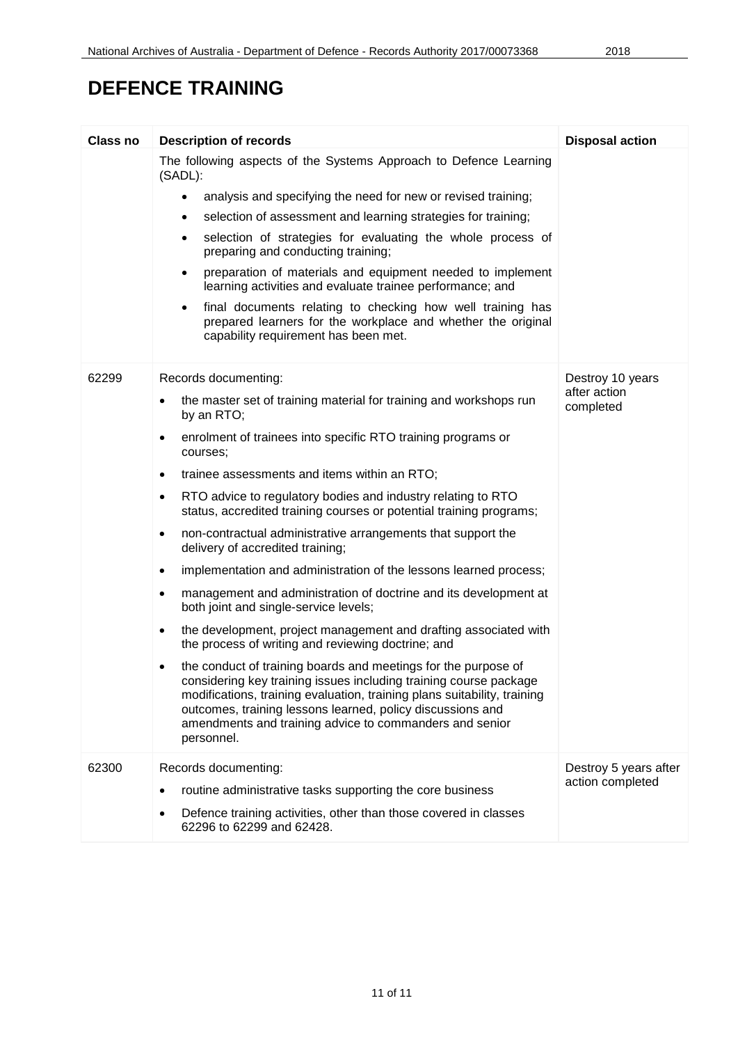# DEFENCE TRAINING

| Class no | Description of records | Disposal action |
|---|---|---|
| | The following aspects of the Systems Approach to Defence Learning (SADL):<br>• analysis and specifying the need for new or revised training;<br>• selection of assessment and learning strategies for training;<br>• selection of strategies for evaluating the whole process of preparing and conducting training;<br>• preparation of materials and equipment needed to implement learning activities and evaluate trainee performance; and<br>• final documents relating to checking how well training has prepared learners for the workplace and whether the original capability requirement has been met. | |
| 62299 | Records documenting:<br>• the master set of training material for training and workshops run by an RTO;<br>• enrolment of trainees into specific RTO training programs or courses;<br>• trainee assessments and items within an RTO;<br>• RTO advice to regulatory bodies and industry relating to RTO status, accredited training courses or potential training programs;<br>• non-contractual administrative arrangements that support the delivery of accredited training;<br>• implementation and administration of the lessons learned process;<br>• management and administration of doctrine and its development at both joint and single-service levels;<br>• the development, project management and drafting associated with the process of writing and reviewing doctrine; and<br>• the conduct of training boards and meetings for the purpose of considering key training issues including training course package modifications, training evaluation, training plans suitability, training outcomes, training lessons learned, policy discussions and amendments and training advice to commanders and senior personnel. | Destroy 10 years after action completed |
| 62300 | Records documenting:<br>• routine administrative tasks supporting the core business<br>• Defence training activities, other than those covered in classes 62296 to 62299 and 62428. | Destroy 5 years after action completed |